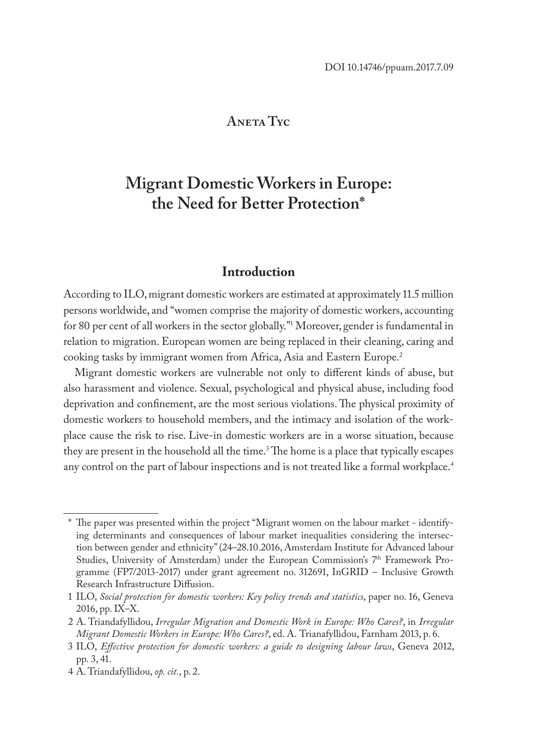DOI 10.14746/ppuam.2017.7.09

**Aneta Tyc**

# Migrant Domestic Workers in Europe: the Need for Better Protection*

## Introduction

According to ILO, migrant domestic workers are estimated at approximately 11.5 million persons worldwide, and "women comprise the majority of domestic workers, accounting for 80 per cent of all workers in the sector globally."[1] Moreover, gender is fundamental in relation to migration. European women are being replaced in their cleaning, caring and cooking tasks by immigrant women from Africa, Asia and Eastern Europe.[2]

Migrant domestic workers are vulnerable not only to different kinds of abuse, but also harassment and violence. Sexual, psychological and physical abuse, including food deprivation and confinement, are the most serious violations. The physical proximity of domestic workers to household members, and the intimacy and isolation of the workplace cause the risk to rise. Live-in domestic workers are in a worse situation, because they are present in the household all the time.[3] The home is a place that typically escapes any control on the part of labour inspections and is not treated like a formal workplace.[4]

---

\* The paper was presented within the project "Migrant women on the labour market - identifying determinants and consequences of labour market inequalities considering the intersection between gender and ethnicity" (24–28.10.2016, Amsterdam Institute for Advanced labour Studies, University of Amsterdam) under the European Commission's 7th Framework Programme (FP7/2013-2017) under grant agreement no. 312691, InGRID – Inclusive Growth Research Infrastructure Diffusion.

1 ILO, *Social protection for domestic workers: Key policy trends and statistics*, paper no. 16, Geneva 2016, pp. IX–X.

2 A. Triandafyllidou, *Irregular Migration and Domestic Work in Europe: Who Cares?*, in *Irregular Migrant Domestic Workers in Europe: Who Cares?*, ed. A. Trianafyllidou, Farnham 2013, p. 6.

3 ILO, *Effective protection for domestic workers: a guide to designing labour laws*, Geneva 2012, pp. 3, 41.

4 A. Triandafyllidou, *op. cit.*, p. 2.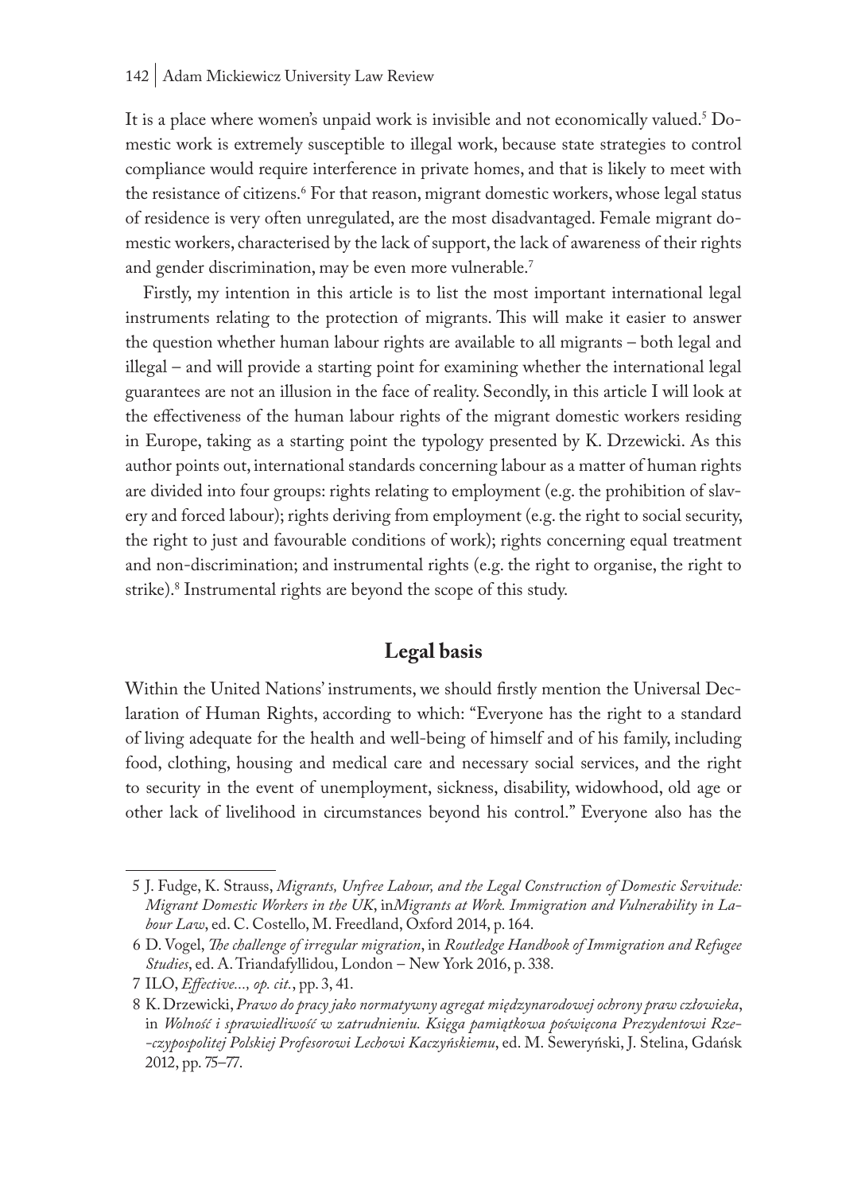It is a place where women's unpaid work is invisible and not economically valued.[5] Domestic work is extremely susceptible to illegal work, because state strategies to control compliance would require interference in private homes, and that is likely to meet with the resistance of citizens.[6] For that reason, migrant domestic workers, whose legal status of residence is very often unregulated, are the most disadvantaged. Female migrant domestic workers, characterised by the lack of support, the lack of awareness of their rights and gender discrimination, may be even more vulnerable.[7]

Firstly, my intention in this article is to list the most important international legal instruments relating to the protection of migrants. This will make it easier to answer the question whether human labour rights are available to all migrants – both legal and illegal – and will provide a starting point for examining whether the international legal guarantees are not an illusion in the face of reality. Secondly, in this article I will look at the effectiveness of the human labour rights of the migrant domestic workers residing in Europe, taking as a starting point the typology presented by K. Drzewicki. As this author points out, international standards concerning labour as a matter of human rights are divided into four groups: rights relating to employment (e.g. the prohibition of slavery and forced labour); rights deriving from employment (e.g. the right to social security, the right to just and favourable conditions of work); rights concerning equal treatment and non-discrimination; and instrumental rights (e.g. the right to organise, the right to strike).[8] Instrumental rights are beyond the scope of this study.

## Legal basis

Within the United Nations' instruments, we should firstly mention the Universal Declaration of Human Rights, according to which: "Everyone has the right to a standard of living adequate for the health and well-being of himself and of his family, including food, clothing, housing and medical care and necessary social services, and the right to security in the event of unemployment, sickness, disability, widowhood, old age or other lack of livelihood in circumstances beyond his control." Everyone also has the

---

5 J. Fudge, K. Strauss, *Migrants, Unfree Labour, and the Legal Construction of Domestic Servitude: Migrant Domestic Workers in the UK*, in*Migrants at Work. Immigration and Vulnerability in Labour Law*, ed. C. Costello, M. Freedland, Oxford 2014, p. 164.

6 D. Vogel, *The challenge of irregular migration*, in *Routledge Handbook of Immigration and Refugee Studies*, ed. A. Triandafyllidou, London – New York 2016, p. 338.

7 ILO, *Effective..., op. cit.*, pp. 3, 41.

8 K. Drzewicki, *Prawo do pracy jako normatywny agregat międzynarodowej ochrony praw człowieka*, in *Wolność i sprawiedliwość w zatrudnieniu. Księga pamiątkowa poświęcona Prezydentowi Rzeczypospolitej Polskiej Profesorowi Lechowi Kaczyńskiemu*, ed. M. Seweryński, J. Stelina, Gdańsk 2012, pp. 75–77.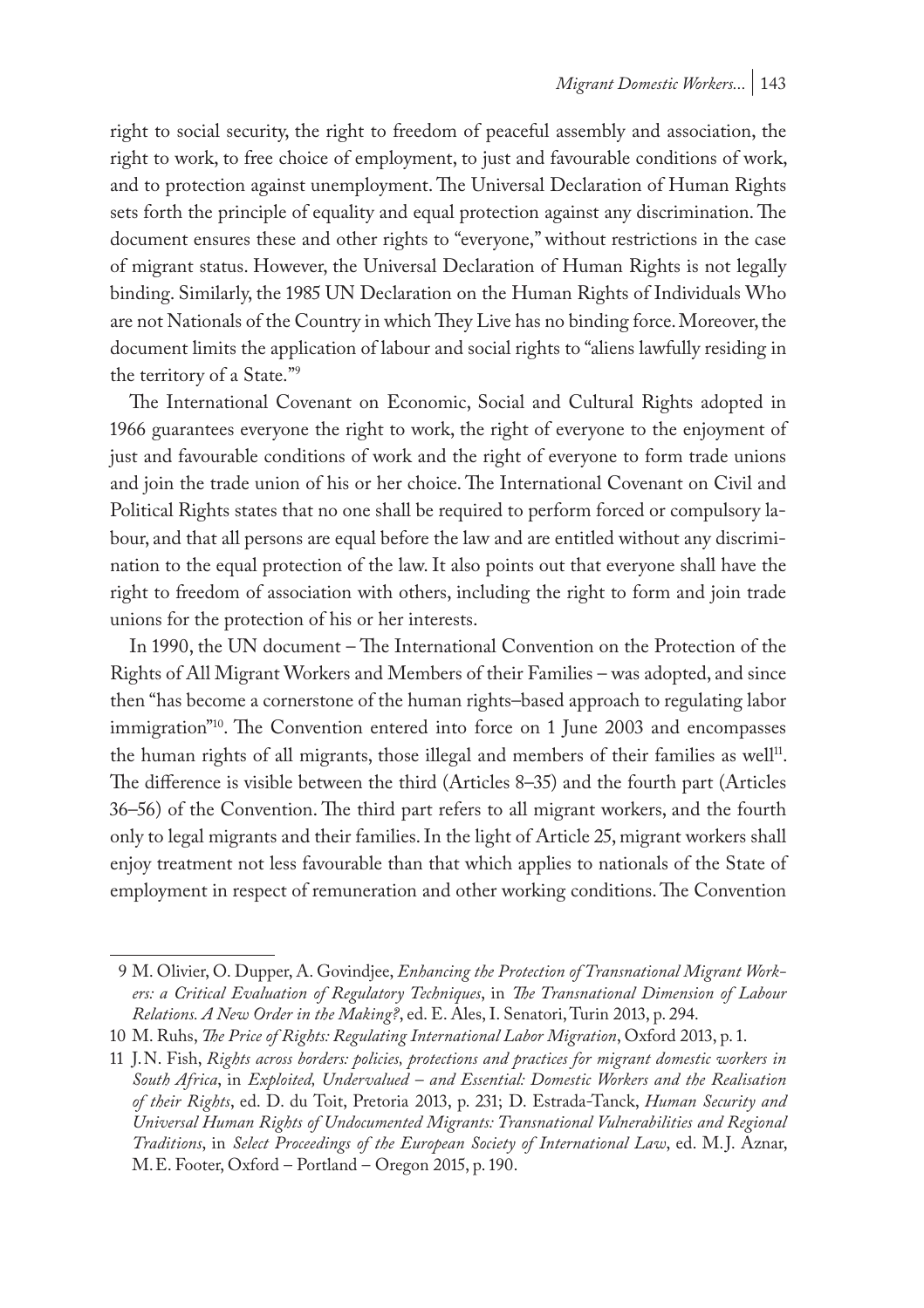right to social security, the right to freedom of peaceful assembly and association, the right to work, to free choice of employment, to just and favourable conditions of work, and to protection against unemployment. The Universal Declaration of Human Rights sets forth the principle of equality and equal protection against any discrimination. The document ensures these and other rights to "everyone," without restrictions in the case of migrant status. However, the Universal Declaration of Human Rights is not legally binding. Similarly, the 1985 UN Declaration on the Human Rights of Individuals Who are not Nationals of the Country in which They Live has no binding force. Moreover, the document limits the application of labour and social rights to "aliens lawfully residing in the territory of a State."[9]

The International Covenant on Economic, Social and Cultural Rights adopted in 1966 guarantees everyone the right to work, the right of everyone to the enjoyment of just and favourable conditions of work and the right of everyone to form trade unions and join the trade union of his or her choice. The International Covenant on Civil and Political Rights states that no one shall be required to perform forced or compulsory labour, and that all persons are equal before the law and are entitled without any discrimination to the equal protection of the law. It also points out that everyone shall have the right to freedom of association with others, including the right to form and join trade unions for the protection of his or her interests.

In 1990, the UN document – The International Convention on the Protection of the Rights of All Migrant Workers and Members of their Families – was adopted, and since then "has become a cornerstone of the human rights–based approach to regulating labor immigration"[10]. The Convention entered into force on 1 June 2003 and encompasses the human rights of all migrants, those illegal and members of their families as well[11]. The difference is visible between the third (Articles 8–35) and the fourth part (Articles 36–56) of the Convention. The third part refers to all migrant workers, and the fourth only to legal migrants and their families. In the light of Article 25, migrant workers shall enjoy treatment not less favourable than that which applies to nationals of the State of employment in respect of remuneration and other working conditions. The Convention

---

9 M. Olivier, O. Dupper, A. Govindjee, *Enhancing the Protection of Transnational Migrant Workers: a Critical Evaluation of Regulatory Techniques*, in *The Transnational Dimension of Labour Relations. A New Order in the Making?*, ed. E. Ales, I. Senatori, Turin 2013, p. 294.

10 M. Ruhs, *The Price of Rights: Regulating International Labor Migration*, Oxford 2013, p. 1.

11 J.N. Fish, *Rights across borders: policies, protections and practices for migrant domestic workers in South Africa*, in *Exploited, Undervalued – and Essential: Domestic Workers and the Realisation of their Rights*, ed. D. du Toit, Pretoria 2013, p. 231; D. Estrada-Tanck, *Human Security and Universal Human Rights of Undocumented Migrants: Transnational Vulnerabilities and Regional Traditions*, in *Select Proceedings of the European Society of International Law*, ed. M.J. Aznar, M.E. Footer, Oxford – Portland – Oregon 2015, p. 190.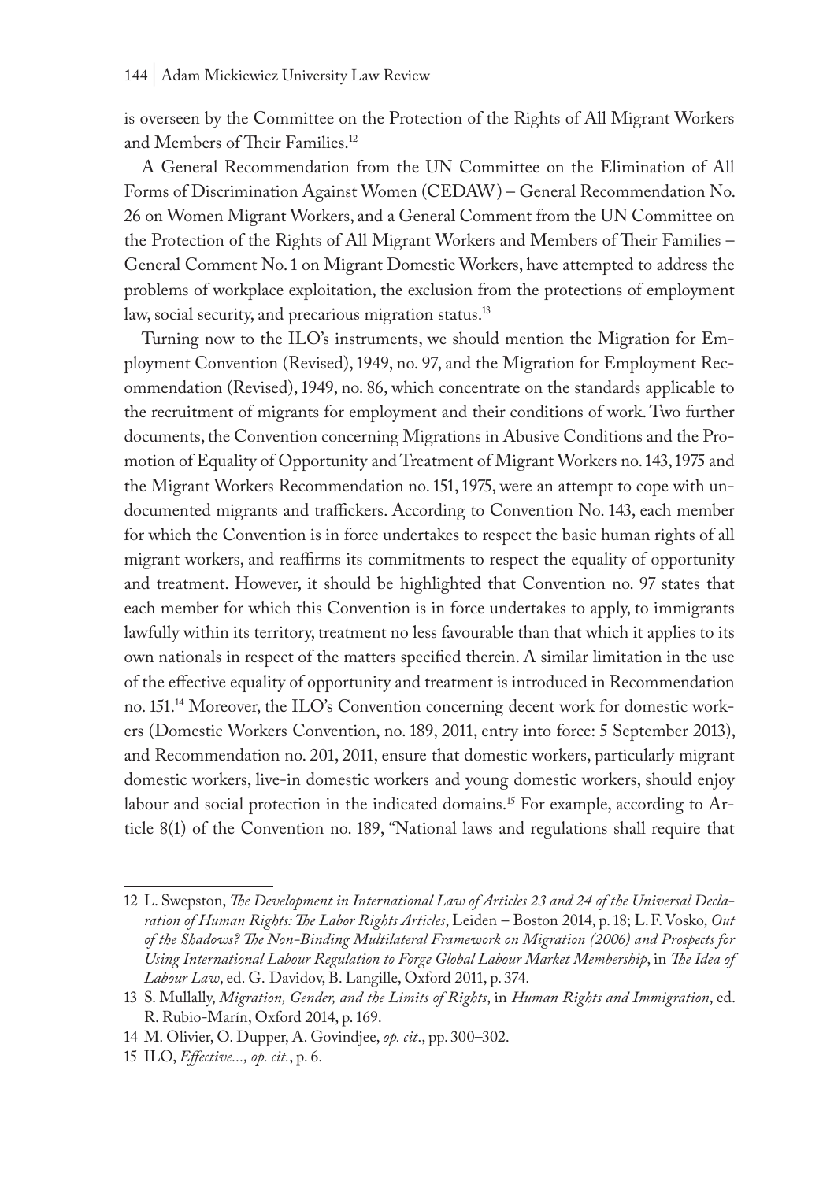is overseen by the Committee on the Protection of the Rights of All Migrant Workers and Members of Their Families.[12]

A General Recommendation from the UN Committee on the Elimination of All Forms of Discrimination Against Women (CEDAW) – General Recommendation No. 26 on Women Migrant Workers, and a General Comment from the UN Committee on the Protection of the Rights of All Migrant Workers and Members of Their Families – General Comment No. 1 on Migrant Domestic Workers, have attempted to address the problems of workplace exploitation, the exclusion from the protections of employment law, social security, and precarious migration status.[13]

Turning now to the ILO's instruments, we should mention the Migration for Employment Convention (Revised), 1949, no. 97, and the Migration for Employment Recommendation (Revised), 1949, no. 86, which concentrate on the standards applicable to the recruitment of migrants for employment and their conditions of work. Two further documents, the Convention concerning Migrations in Abusive Conditions and the Promotion of Equality of Opportunity and Treatment of Migrant Workers no. 143, 1975 and the Migrant Workers Recommendation no. 151, 1975, were an attempt to cope with undocumented migrants and traffickers. According to Convention No. 143, each member for which the Convention is in force undertakes to respect the basic human rights of all migrant workers, and reaffirms its commitments to respect the equality of opportunity and treatment. However, it should be highlighted that Convention no. 97 states that each member for which this Convention is in force undertakes to apply, to immigrants lawfully within its territory, treatment no less favourable than that which it applies to its own nationals in respect of the matters specified therein. A similar limitation in the use of the effective equality of opportunity and treatment is introduced in Recommendation no. 151.[14] Moreover, the ILO's Convention concerning decent work for domestic workers (Domestic Workers Convention, no. 189, 2011, entry into force: 5 September 2013), and Recommendation no. 201, 2011, ensure that domestic workers, particularly migrant domestic workers, live-in domestic workers and young domestic workers, should enjoy labour and social protection in the indicated domains.[15] For example, according to Article 8(1) of the Convention no. 189, "National laws and regulations shall require that

---

12 L. Swepston, *The Development in International Law of Articles 23 and 24 of the Universal Declaration of Human Rights: The Labor Rights Articles*, Leiden – Boston 2014, p. 18; L. F. Vosko, *Out of the Shadows? The Non-Binding Multilateral Framework on Migration (2006) and Prospects for Using International Labour Regulation to Forge Global Labour Market Membership*, in *The Idea of Labour Law*, ed. G. Davidov, B. Langille, Oxford 2011, p. 374.

13 S. Mullally, *Migration, Gender, and the Limits of Rights*, in *Human Rights and Immigration*, ed. R. Rubio-Marín, Oxford 2014, p. 169.

14 M. Olivier, O. Dupper, A. Govindjee, *op. cit*., pp. 300–302.

15 ILO, *Effective..., op. cit.*, p. 6.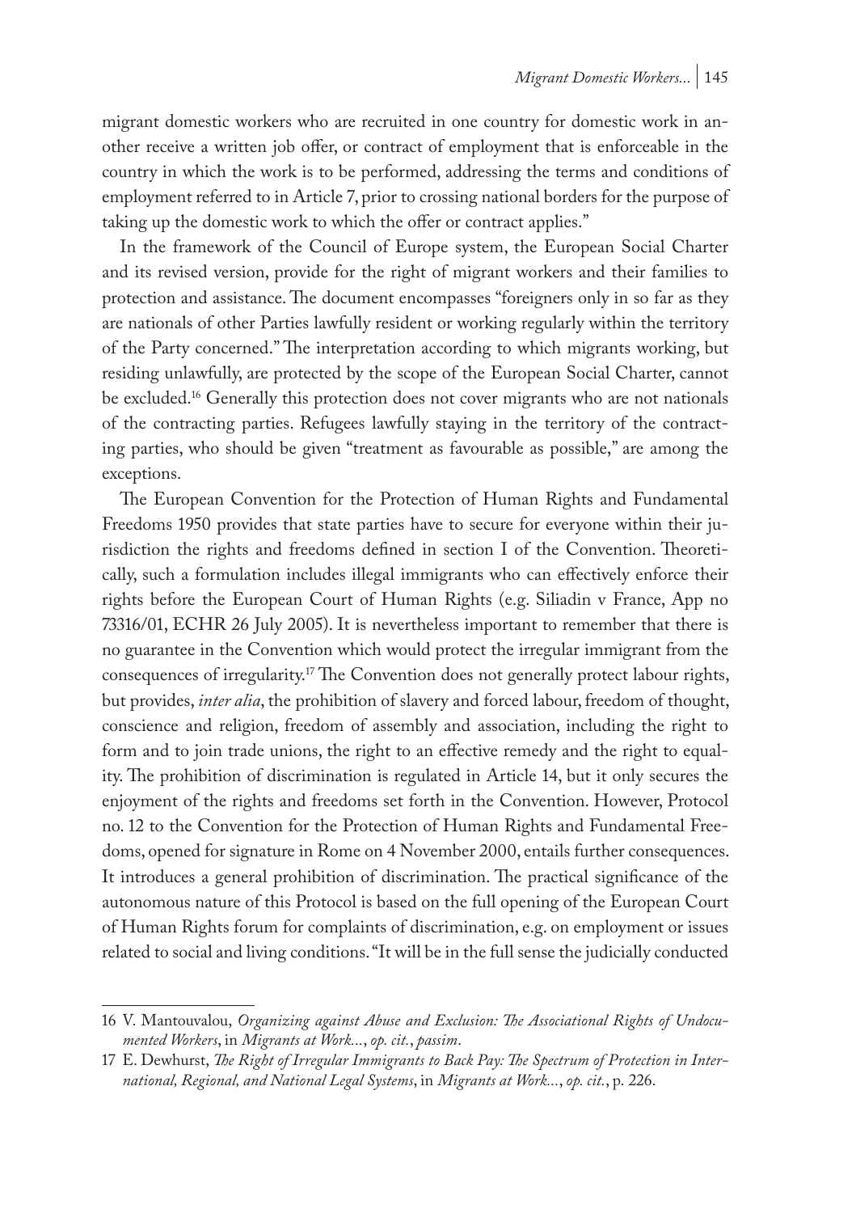migrant domestic workers who are recruited in one country for domestic work in another receive a written job offer, or contract of employment that is enforceable in the country in which the work is to be performed, addressing the terms and conditions of employment referred to in Article 7, prior to crossing national borders for the purpose of taking up the domestic work to which the offer or contract applies."

In the framework of the Council of Europe system, the European Social Charter and its revised version, provide for the right of migrant workers and their families to protection and assistance. The document encompasses "foreigners only in so far as they are nationals of other Parties lawfully resident or working regularly within the territory of the Party concerned." The interpretation according to which migrants working, but residing unlawfully, are protected by the scope of the European Social Charter, cannot be excluded.[16] Generally this protection does not cover migrants who are not nationals of the contracting parties. Refugees lawfully staying in the territory of the contracting parties, who should be given "treatment as favourable as possible," are among the exceptions.

The European Convention for the Protection of Human Rights and Fundamental Freedoms 1950 provides that state parties have to secure for everyone within their jurisdiction the rights and freedoms defined in section I of the Convention. Theoretically, such a formulation includes illegal immigrants who can effectively enforce their rights before the European Court of Human Rights (e.g. Siliadin v France, App no 73316/01, ECHR 26 July 2005). It is nevertheless important to remember that there is no guarantee in the Convention which would protect the irregular immigrant from the consequences of irregularity.[17] The Convention does not generally protect labour rights, but provides, *inter alia*, the prohibition of slavery and forced labour, freedom of thought, conscience and religion, freedom of assembly and association, including the right to form and to join trade unions, the right to an effective remedy and the right to equality. The prohibition of discrimination is regulated in Article 14, but it only secures the enjoyment of the rights and freedoms set forth in the Convention. However, Protocol no. 12 to the Convention for the Protection of Human Rights and Fundamental Freedoms, opened for signature in Rome on 4 November 2000, entails further consequences. It introduces a general prohibition of discrimination. The practical significance of the autonomous nature of this Protocol is based on the full opening of the European Court of Human Rights forum for complaints of discrimination, e.g. on employment or issues related to social and living conditions. "It will be in the full sense the judicially conducted

---

16 V. Mantouvalou, *Organizing against Abuse and Exclusion: The Associational Rights of Undocumented Workers*, in *Migrants at Work...*, *op. cit.*, *passim*.

17 E. Dewhurst, *The Right of Irregular Immigrants to Back Pay: The Spectrum of Protection in International, Regional, and National Legal Systems*, in *Migrants at Work...*, *op. cit.*, p. 226.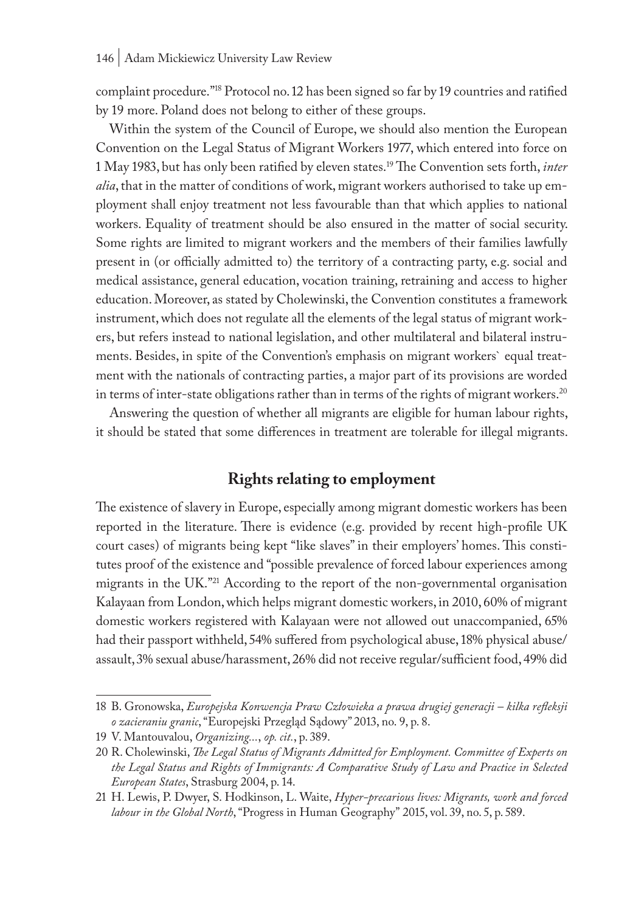complaint procedure."[18] Protocol no. 12 has been signed so far by 19 countries and ratified by 19 more. Poland does not belong to either of these groups.

Within the system of the Council of Europe, we should also mention the European Convention on the Legal Status of Migrant Workers 1977, which entered into force on 1 May 1983, but has only been ratified by eleven states.[19] The Convention sets forth, *inter alia*, that in the matter of conditions of work, migrant workers authorised to take up employment shall enjoy treatment not less favourable than that which applies to national workers. Equality of treatment should be also ensured in the matter of social security. Some rights are limited to migrant workers and the members of their families lawfully present in (or officially admitted to) the territory of a contracting party, e.g. social and medical assistance, general education, vocation training, retraining and access to higher education. Moreover, as stated by Cholewinski, the Convention constitutes a framework instrument, which does not regulate all the elements of the legal status of migrant workers, but refers instead to national legislation, and other multilateral and bilateral instruments. Besides, in spite of the Convention's emphasis on migrant workers` equal treatment with the nationals of contracting parties, a major part of its provisions are worded in terms of inter-state obligations rather than in terms of the rights of migrant workers.[20]

Answering the question of whether all migrants are eligible for human labour rights, it should be stated that some differences in treatment are tolerable for illegal migrants.

## Rights relating to employment

The existence of slavery in Europe, especially among migrant domestic workers has been reported in the literature. There is evidence (e.g. provided by recent high-profile UK court cases) of migrants being kept "like slaves" in their employers' homes. This constitutes proof of the existence and "possible prevalence of forced labour experiences among migrants in the UK."[21] According to the report of the non-governmental organisation Kalayaan from London, which helps migrant domestic workers, in 2010, 60% of migrant domestic workers registered with Kalayaan were not allowed out unaccompanied, 65% had their passport withheld, 54% suffered from psychological abuse, 18% physical abuse/assault, 3% sexual abuse/harassment, 26% did not receive regular/sufficient food, 49% did

---

18 B. Gronowska, *Europejska Konwencja Praw Człowieka a prawa drugiej generacji – kilka refleksji o zacieraniu granic*, "Europejski Przegląd Sądowy" 2013, no. 9, p. 8.

19 V. Mantouvalou, *Organizing...*, *op. cit.*, p. 389.

20 R. Cholewinski, *The Legal Status of Migrants Admitted for Employment. Committee of Experts on the Legal Status and Rights of Immigrants: A Comparative Study of Law and Practice in Selected European States*, Strasburg 2004, p. 14.

21 H. Lewis, P. Dwyer, S. Hodkinson, L. Waite, *Hyper-precarious lives: Migrants, work and forced labour in the Global North*, "Progress in Human Geography" 2015, vol. 39, no. 5, p. 589.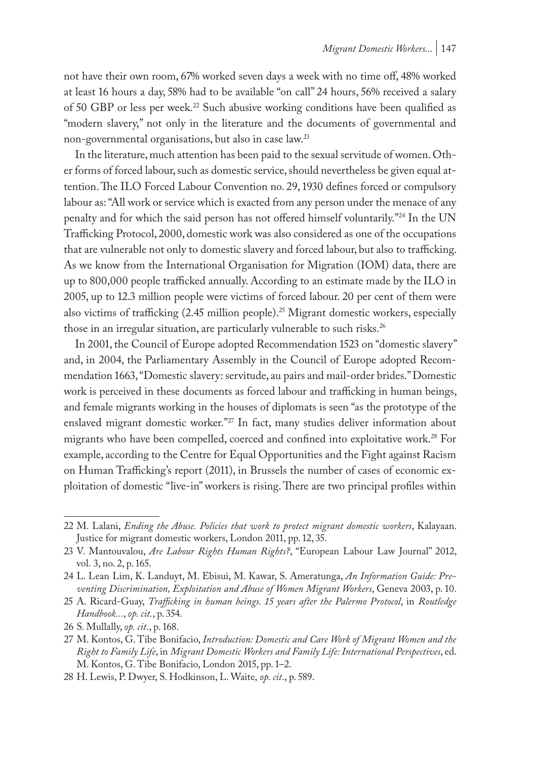not have their own room, 67% worked seven days a week with no time off, 48% worked at least 16 hours a day, 58% had to be available "on call" 24 hours, 56% received a salary of 50 GBP or less per week.[22] Such abusive working conditions have been qualified as "modern slavery," not only in the literature and the documents of governmental and non-governmental organisations, but also in case law.[23]

In the literature, much attention has been paid to the sexual servitude of women. Other forms of forced labour, such as domestic service, should nevertheless be given equal attention. The ILO Forced Labour Convention no. 29, 1930 defines forced or compulsory labour as: "All work or service which is exacted from any person under the menace of any penalty and for which the said person has not offered himself voluntarily."[24] In the UN Trafficking Protocol, 2000, domestic work was also considered as one of the occupations that are vulnerable not only to domestic slavery and forced labour, but also to trafficking. As we know from the International Organisation for Migration (IOM) data, there are up to 800,000 people trafficked annually. According to an estimate made by the ILO in 2005, up to 12.3 million people were victims of forced labour. 20 per cent of them were also victims of trafficking (2.45 million people).[25] Migrant domestic workers, especially those in an irregular situation, are particularly vulnerable to such risks.[26]

In 2001, the Council of Europe adopted Recommendation 1523 on "domestic slavery" and, in 2004, the Parliamentary Assembly in the Council of Europe adopted Recommendation 1663, "Domestic slavery: servitude, au pairs and mail-order brides." Domestic work is perceived in these documents as forced labour and trafficking in human beings, and female migrants working in the houses of diplomats is seen "as the prototype of the enslaved migrant domestic worker."[27] In fact, many studies deliver information about migrants who have been compelled, coerced and confined into exploitative work.[28] For example, according to the Centre for Equal Opportunities and the Fight against Racism on Human Trafficking's report (2011), in Brussels the number of cases of economic exploitation of domestic "live-in" workers is rising. There are two principal profiles within

---

22 M. Lalani, *Ending the Abuse. Policies that work to protect migrant domestic workers*, Kalayaan. Justice for migrant domestic workers, London 2011, pp. 12, 35.

23 V. Mantouvalou, *Are Labour Rights Human Rights?*, "European Labour Law Journal" 2012, vol. 3, no. 2, p. 165.

24 L. Lean Lim, K. Landuyt, M. Ebisui, M. Kawar, S. Ameratunga, *An Information Guide: Preventing Discrimination, Exploitation and Abuse of Women Migrant Workers*, Geneva 2003, p. 10.

25 A. Ricard-Guay, *Trafficking in human beings. 15 years after the Palermo Protocol*, in *Routledge Handbook...*, *op. cit.*, p. 354.

26 S. Mullally, *op. cit*., p. 168.

27 M. Kontos, G. Tibe Bonifacio, *Introduction: Domestic and Care Work of Migrant Women and the Right to Family Life*, in *Migrant Domestic Workers and Family Life: International Perspectives*, ed. M. Kontos, G. Tibe Bonifacio, London 2015, pp. 1–2.

28 H. Lewis, P. Dwyer, S. Hodkinson, L. Waite, *op. cit*., p. 589.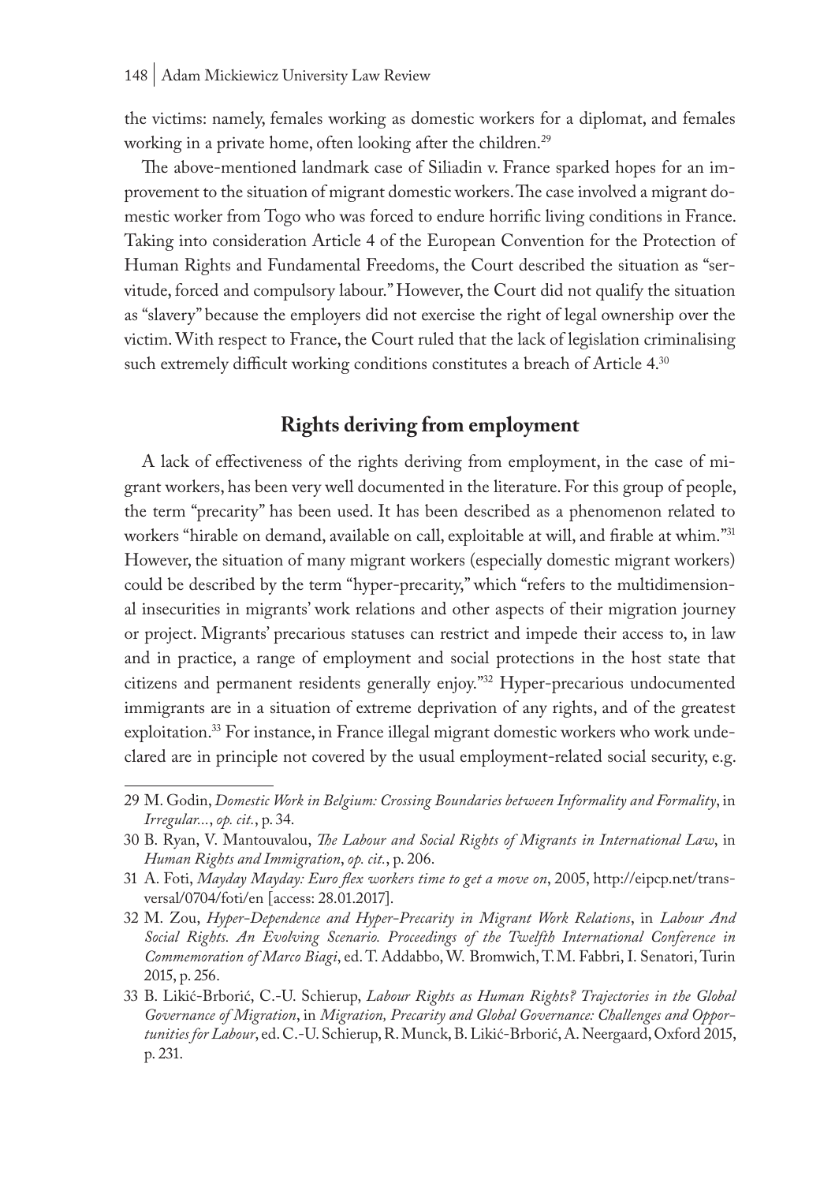the victims: namely, females working as domestic workers for a diplomat, and females working in a private home, often looking after the children.[29]

The above-mentioned landmark case of Siliadin v. France sparked hopes for an improvement to the situation of migrant domestic workers. The case involved a migrant domestic worker from Togo who was forced to endure horrific living conditions in France. Taking into consideration Article 4 of the European Convention for the Protection of Human Rights and Fundamental Freedoms, the Court described the situation as "servitude, forced and compulsory labour." However, the Court did not qualify the situation as "slavery" because the employers did not exercise the right of legal ownership over the victim. With respect to France, the Court ruled that the lack of legislation criminalising such extremely difficult working conditions constitutes a breach of Article 4.[30]

## Rights deriving from employment

A lack of effectiveness of the rights deriving from employment, in the case of migrant workers, has been very well documented in the literature. For this group of people, the term "precarity" has been used. It has been described as a phenomenon related to workers "hirable on demand, available on call, exploitable at will, and firable at whim."[31] However, the situation of many migrant workers (especially domestic migrant workers) could be described by the term "hyper-precarity," which "refers to the multidimensional insecurities in migrants' work relations and other aspects of their migration journey or project. Migrants' precarious statuses can restrict and impede their access to, in law and in practice, a range of employment and social protections in the host state that citizens and permanent residents generally enjoy."[32] Hyper-precarious undocumented immigrants are in a situation of extreme deprivation of any rights, and of the greatest exploitation.[33] For instance, in France illegal migrant domestic workers who work undeclared are in principle not covered by the usual employment-related social security, e.g.

---

29 M. Godin, *Domestic Work in Belgium: Crossing Boundaries between Informality and Formality*, in *Irregular...*, *op. cit.*, p. 34.

30 B. Ryan, V. Mantouvalou, *The Labour and Social Rights of Migrants in International Law*, in *Human Rights and Immigration*, *op. cit.*, p. 206.

31 A. Foti, *Mayday Mayday: Euro flex workers time to get a move on*, 2005, http://eipcp.net/transversal/0704/foti/en [access: 28.01.2017].

32 M. Zou, *Hyper-Dependence and Hyper-Precarity in Migrant Work Relations*, in *Labour And Social Rights. An Evolving Scenario. Proceedings of the Twelfth International Conference in Commemoration of Marco Biagi*, ed. T. Addabbo, W. Bromwich, T. M. Fabbri, I. Senatori, Turin 2015, p. 256.

33 B. Likić-Brborić, C.-U. Schierup, *Labour Rights as Human Rights? Trajectories in the Global Governance of Migration*, in *Migration, Precarity and Global Governance: Challenges and Opportunities for Labour*, ed. C.-U. Schierup, R. Munck, B. Likić-Brborić, A. Neergaard, Oxford 2015, p. 231.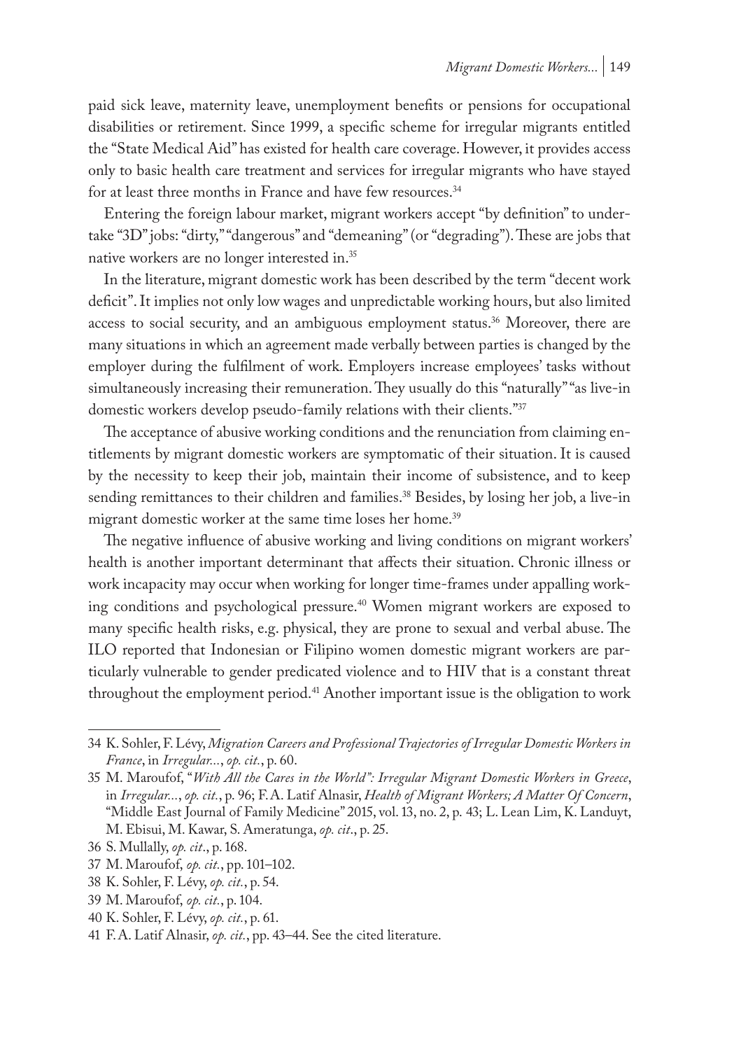paid sick leave, maternity leave, unemployment benefits or pensions for occupational disabilities or retirement. Since 1999, a specific scheme for irregular migrants entitled the "State Medical Aid" has existed for health care coverage. However, it provides access only to basic health care treatment and services for irregular migrants who have stayed for at least three months in France and have few resources.[34]

Entering the foreign labour market, migrant workers accept "by definition" to undertake "3D" jobs: "dirty," "dangerous" and "demeaning" (or "degrading"). These are jobs that native workers are no longer interested in.[35]

In the literature, migrant domestic work has been described by the term "decent work deficit". It implies not only low wages and unpredictable working hours, but also limited access to social security, and an ambiguous employment status.[36] Moreover, there are many situations in which an agreement made verbally between parties is changed by the employer during the fulfilment of work. Employers increase employees' tasks without simultaneously increasing their remuneration. They usually do this "naturally" "as live-in domestic workers develop pseudo-family relations with their clients."[37]

The acceptance of abusive working conditions and the renunciation from claiming entitlements by migrant domestic workers are symptomatic of their situation. It is caused by the necessity to keep their job, maintain their income of subsistence, and to keep sending remittances to their children and families.[38] Besides, by losing her job, a live-in migrant domestic worker at the same time loses her home.[39]

The negative influence of abusive working and living conditions on migrant workers' health is another important determinant that affects their situation. Chronic illness or work incapacity may occur when working for longer time-frames under appalling working conditions and psychological pressure.[40] Women migrant workers are exposed to many specific health risks, e.g. physical, they are prone to sexual and verbal abuse. The ILO reported that Indonesian or Filipino women domestic migrant workers are particularly vulnerable to gender predicated violence and to HIV that is a constant threat throughout the employment period.[41] Another important issue is the obligation to work

---

34 K. Sohler, F. Lévy, *Migration Careers and Professional Trajectories of Irregular Domestic Workers in France*, in *Irregular...*, *op. cit.*, p. 60.

35 M. Maroufof, "*With All the Cares in the World": Irregular Migrant Domestic Workers in Greece*, in *Irregular...*, *op. cit.*, p. 96; F. A. Latif Alnasir, *Health of Migrant Workers; A Matter Of Concern*, "Middle East Journal of Family Medicine" 2015, vol. 13, no. 2, p. 43; L. Lean Lim, K. Landuyt, M. Ebisui, M. Kawar, S. Ameratunga, *op. cit*., p. 25.

36 S. Mullally, *op. cit*., p. 168.

37 M. Maroufof, *op. cit.*, pp. 101–102.

38 K. Sohler, F. Lévy, *op. cit.*, p. 54.

39 M. Maroufof, *op. cit.*, p. 104.

40 K. Sohler, F. Lévy, *op. cit.*, p. 61.

41 F. A. Latif Alnasir, *op. cit.*, pp. 43–44. See the cited literature.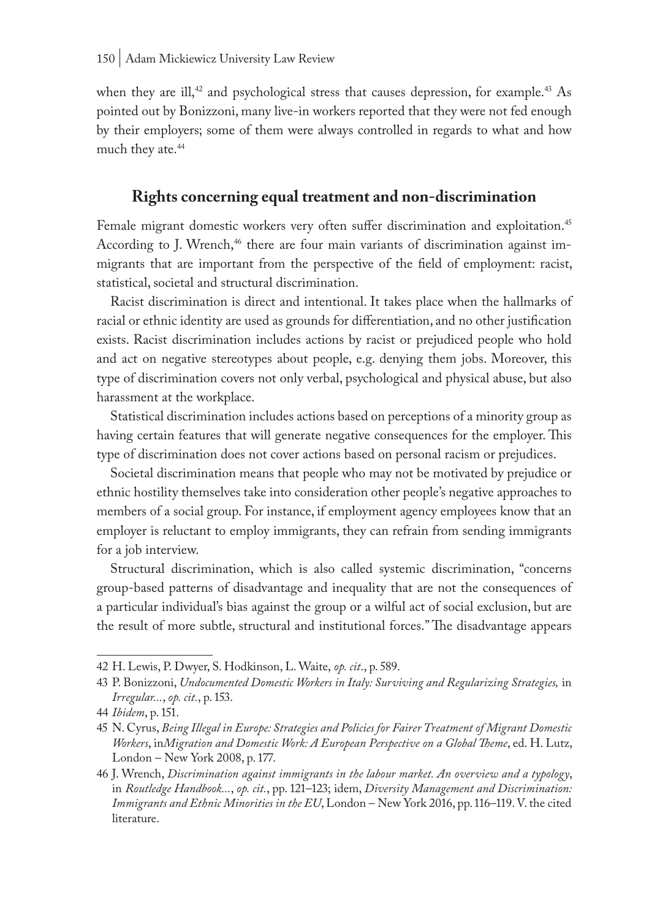when they are ill,[42] and psychological stress that causes depression, for example.[43] As pointed out by Bonizzoni, many live-in workers reported that they were not fed enough by their employers; some of them were always controlled in regards to what and how much they ate.[44]

## Rights concerning equal treatment and non-discrimination

Female migrant domestic workers very often suffer discrimination and exploitation.[45] According to J. Wrench,[46] there are four main variants of discrimination against immigrants that are important from the perspective of the field of employment: racist, statistical, societal and structural discrimination.

Racist discrimination is direct and intentional. It takes place when the hallmarks of racial or ethnic identity are used as grounds for differentiation, and no other justification exists. Racist discrimination includes actions by racist or prejudiced people who hold and act on negative stereotypes about people, e.g. denying them jobs. Moreover, this type of discrimination covers not only verbal, psychological and physical abuse, but also harassment at the workplace.

Statistical discrimination includes actions based on perceptions of a minority group as having certain features that will generate negative consequences for the employer. This type of discrimination does not cover actions based on personal racism or prejudices.

Societal discrimination means that people who may not be motivated by prejudice or ethnic hostility themselves take into consideration other people's negative approaches to members of a social group. For instance, if employment agency employees know that an employer is reluctant to employ immigrants, they can refrain from sending immigrants for a job interview.

Structural discrimination, which is also called systemic discrimination, "concerns group-based patterns of disadvantage and inequality that are not the consequences of a particular individual's bias against the group or a wilful act of social exclusion, but are the result of more subtle, structural and institutional forces." The disadvantage appears

---

42 H. Lewis, P. Dwyer, S. Hodkinson, L. Waite, *op. cit*., p. 589.

43 P. Bonizzoni, *Undocumented Domestic Workers in Italy: Surviving and Regularizing Strategies,* in *Irregular...*, *op. cit.*, p. 153.

44 *Ibidem*, p. 151.

45 N. Cyrus, *Being Illegal in Europe: Strategies and Policies for Fairer Treatment of Migrant Domestic Workers*, in*Migration and Domestic Work: A European Perspective on a Global Theme*, ed. H. Lutz, London – New York 2008, p. 177.

46 J. Wrench, *Discrimination against immigrants in the labour market. An overview and a typology*, in *Routledge Handbook...*, *op. cit.*, pp. 121–123; idem, *Diversity Management and Discrimination: Immigrants and Ethnic Minorities in the EU*, London – New York 2016, pp. 116–119. V. the cited literature.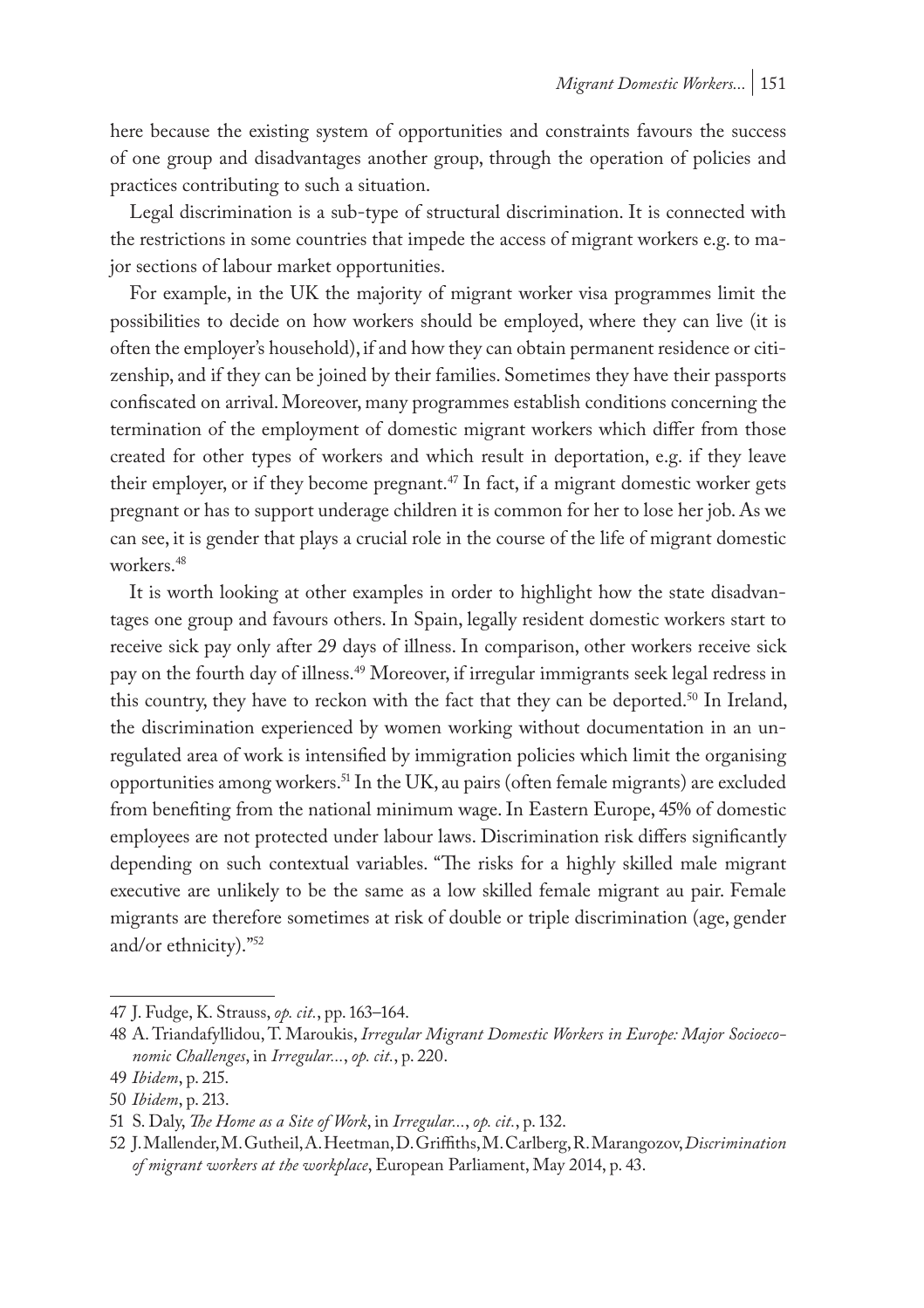here because the existing system of opportunities and constraints favours the success of one group and disadvantages another group, through the operation of policies and practices contributing to such a situation.

Legal discrimination is a sub-type of structural discrimination. It is connected with the restrictions in some countries that impede the access of migrant workers e.g. to major sections of labour market opportunities.

For example, in the UK the majority of migrant worker visa programmes limit the possibilities to decide on how workers should be employed, where they can live (it is often the employer's household), if and how they can obtain permanent residence or citizenship, and if they can be joined by their families. Sometimes they have their passports confiscated on arrival. Moreover, many programmes establish conditions concerning the termination of the employment of domestic migrant workers which differ from those created for other types of workers and which result in deportation, e.g. if they leave their employer, or if they become pregnant.[47] In fact, if a migrant domestic worker gets pregnant or has to support underage children it is common for her to lose her job. As we can see, it is gender that plays a crucial role in the course of the life of migrant domestic workers.[48]

It is worth looking at other examples in order to highlight how the state disadvantages one group and favours others. In Spain, legally resident domestic workers start to receive sick pay only after 29 days of illness. In comparison, other workers receive sick pay on the fourth day of illness.[49] Moreover, if irregular immigrants seek legal redress in this country, they have to reckon with the fact that they can be deported.[50] In Ireland, the discrimination experienced by women working without documentation in an unregulated area of work is intensified by immigration policies which limit the organising opportunities among workers.[51] In the UK, au pairs (often female migrants) are excluded from benefiting from the national minimum wage. In Eastern Europe, 45% of domestic employees are not protected under labour laws. Discrimination risk differs significantly depending on such contextual variables. "The risks for a highly skilled male migrant executive are unlikely to be the same as a low skilled female migrant au pair. Female migrants are therefore sometimes at risk of double or triple discrimination (age, gender and/or ethnicity)."[52]

---

47 J. Fudge, K. Strauss, *op. cit.*, pp. 163–164.

48 A. Triandafyllidou, T. Maroukis, *Irregular Migrant Domestic Workers in Europe: Major Socioeconomic Challenges*, in *Irregular...*, *op. cit.*, p. 220.

49 *Ibidem*, p. 215.

50 *Ibidem*, p. 213.

51 S. Daly, *The Home as a Site of Work*, in *Irregular...*, *op. cit.*, p. 132.

52 J. Mallender, M. Gutheil, A. Heetman, D. Griffiths, M. Carlberg, R. Marangozov, *Discrimination of migrant workers at the workplace*, European Parliament, May 2014, p. 43.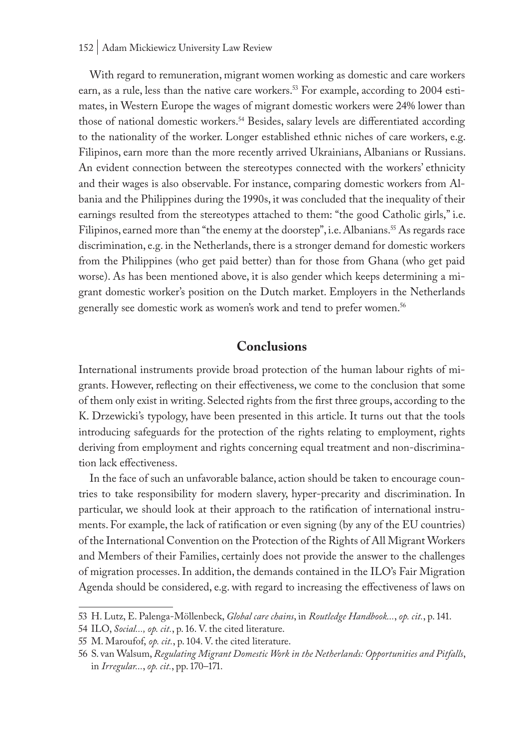With regard to remuneration, migrant women working as domestic and care workers earn, as a rule, less than the native care workers.[53] For example, according to 2004 estimates, in Western Europe the wages of migrant domestic workers were 24% lower than those of national domestic workers.[54] Besides, salary levels are differentiated according to the nationality of the worker. Longer established ethnic niches of care workers, e.g. Filipinos, earn more than the more recently arrived Ukrainians, Albanians or Russians. An evident connection between the stereotypes connected with the workers' ethnicity and their wages is also observable. For instance, comparing domestic workers from Albania and the Philippines during the 1990s, it was concluded that the inequality of their earnings resulted from the stereotypes attached to them: "the good Catholic girls," i.e. Filipinos, earned more than "the enemy at the doorstep", i.e. Albanians.[55] As regards race discrimination, e.g. in the Netherlands, there is a stronger demand for domestic workers from the Philippines (who get paid better) than for those from Ghana (who get paid worse). As has been mentioned above, it is also gender which keeps determining a migrant domestic worker's position on the Dutch market. Employers in the Netherlands generally see domestic work as women's work and tend to prefer women.[56]

## Conclusions

International instruments provide broad protection of the human labour rights of migrants. However, reflecting on their effectiveness, we come to the conclusion that some of them only exist in writing. Selected rights from the first three groups, according to the K. Drzewicki's typology, have been presented in this article. It turns out that the tools introducing safeguards for the protection of the rights relating to employment, rights deriving from employment and rights concerning equal treatment and non-discrimination lack effectiveness.

In the face of such an unfavorable balance, action should be taken to encourage countries to take responsibility for modern slavery, hyper-precarity and discrimination. In particular, we should look at their approach to the ratification of international instruments. For example, the lack of ratification or even signing (by any of the EU countries) of the International Convention on the Protection of the Rights of All Migrant Workers and Members of their Families, certainly does not provide the answer to the challenges of migration processes. In addition, the demands contained in the ILO's Fair Migration Agenda should be considered, e.g. with regard to increasing the effectiveness of laws on

---

53 H. Lutz, E. Palenga-Möllenbeck, *Global care chains*, in *Routledge Handbook...*, *op. cit.*, p. 141.

54 ILO, *Social..., op. cit.*, p. 16. V. the cited literature.

55 M. Maroufof, *op. cit.*, p. 104. V. the cited literature.

56 S. van Walsum, *Regulating Migrant Domestic Work in the Netherlands: Opportunities and Pitfalls*, in *Irregular...*, *op. cit.*, pp. 170–171.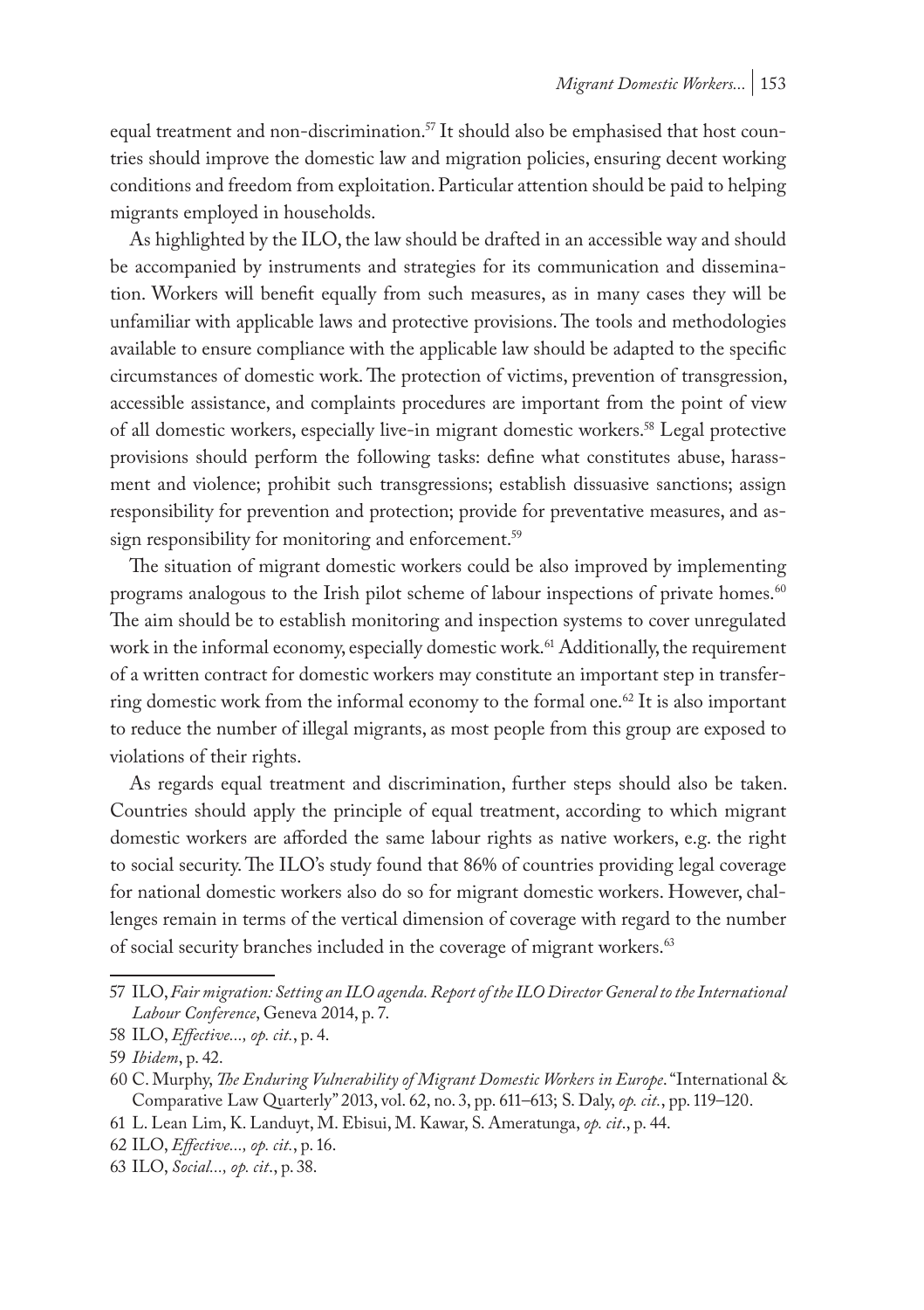equal treatment and non-discrimination.[57] It should also be emphasised that host countries should improve the domestic law and migration policies, ensuring decent working conditions and freedom from exploitation. Particular attention should be paid to helping migrants employed in households.

As highlighted by the ILO, the law should be drafted in an accessible way and should be accompanied by instruments and strategies for its communication and dissemination. Workers will benefit equally from such measures, as in many cases they will be unfamiliar with applicable laws and protective provisions. The tools and methodologies available to ensure compliance with the applicable law should be adapted to the specific circumstances of domestic work. The protection of victims, prevention of transgression, accessible assistance, and complaints procedures are important from the point of view of all domestic workers, especially live-in migrant domestic workers.[58] Legal protective provisions should perform the following tasks: define what constitutes abuse, harassment and violence; prohibit such transgressions; establish dissuasive sanctions; assign responsibility for prevention and protection; provide for preventative measures, and assign responsibility for monitoring and enforcement.[59]

The situation of migrant domestic workers could be also improved by implementing programs analogous to the Irish pilot scheme of labour inspections of private homes.[60] The aim should be to establish monitoring and inspection systems to cover unregulated work in the informal economy, especially domestic work.[61] Additionally, the requirement of a written contract for domestic workers may constitute an important step in transferring domestic work from the informal economy to the formal one.[62] It is also important to reduce the number of illegal migrants, as most people from this group are exposed to violations of their rights.

As regards equal treatment and discrimination, further steps should also be taken. Countries should apply the principle of equal treatment, according to which migrant domestic workers are afforded the same labour rights as native workers, e.g. the right to social security. The ILO's study found that 86% of countries providing legal coverage for national domestic workers also do so for migrant domestic workers. However, challenges remain in terms of the vertical dimension of coverage with regard to the number of social security branches included in the coverage of migrant workers.[63]

---

57 ILO, *Fair migration: Setting an ILO agenda. Report of the ILO Director General to the International Labour Conference*, Geneva 2014, p. 7.

58 ILO, *Effective..., op. cit.*, p. 4.

59 *Ibidem*, p. 42.

60 C. Murphy, *The Enduring Vulnerability of Migrant Domestic Workers in Europe*. "International & Comparative Law Quarterly" 2013, vol. 62, no. 3, pp. 611–613; S. Daly, *op. cit.*, pp. 119–120.

61 L. Lean Lim, K. Landuyt, M. Ebisui, M. Kawar, S. Ameratunga, *op. cit*., p. 44.

62 ILO, *Effective..., op. cit.*, p. 16.

63 ILO, *Social..., op. cit*., p. 38.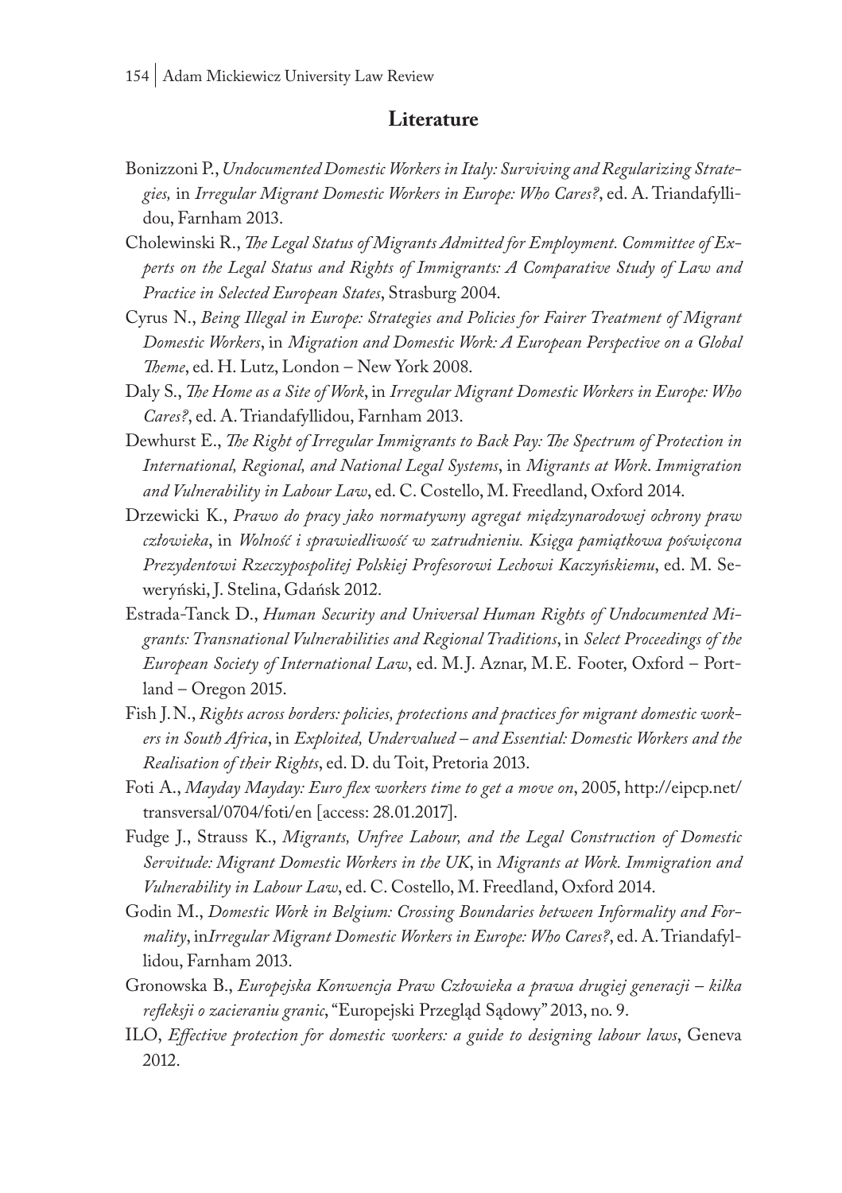## Literature

Bonizzoni P., *Undocumented Domestic Workers in Italy: Surviving and Regularizing Strategies,* in *Irregular Migrant Domestic Workers in Europe: Who Cares?*, ed. A. Triandafyllidou, Farnham 2013.

Cholewinski R., *The Legal Status of Migrants Admitted for Employment. Committee of Experts on the Legal Status and Rights of Immigrants: A Comparative Study of Law and Practice in Selected European States*, Strasburg 2004.

Cyrus N., *Being Illegal in Europe: Strategies and Policies for Fairer Treatment of Migrant Domestic Workers*, in *Migration and Domestic Work: A European Perspective on a Global Theme*, ed. H. Lutz, London – New York 2008.

Daly S., *The Home as a Site of Work*, in *Irregular Migrant Domestic Workers in Europe: Who Cares?*, ed. A. Triandafyllidou, Farnham 2013.

Dewhurst E., *The Right of Irregular Immigrants to Back Pay: The Spectrum of Protection in International, Regional, and National Legal Systems*, in *Migrants at Work*. *Immigration and Vulnerability in Labour Law*, ed. C. Costello, M. Freedland, Oxford 2014.

Drzewicki K., *Prawo do pracy jako normatywny agregat międzynarodowej ochrony praw człowieka*, in *Wolność i sprawiedliwość w zatrudnieniu. Księga pamiątkowa poświęcona Prezydentowi Rzeczypospolitej Polskiej Profesorowi Lechowi Kaczyńskiemu*, ed. M. Seweryński, J. Stelina, Gdańsk 2012.

Estrada-Tanck D., *Human Security and Universal Human Rights of Undocumented Migrants: Transnational Vulnerabilities and Regional Traditions*, in *Select Proceedings of the European Society of International Law*, ed. M.J. Aznar, M.E. Footer, Oxford – Portland – Oregon 2015.

Fish J.N., *Rights across borders: policies, protections and practices for migrant domestic workers in South Africa*, in *Exploited, Undervalued – and Essential: Domestic Workers and the Realisation of their Rights*, ed. D. du Toit, Pretoria 2013.

Foti A., *Mayday Mayday: Euro flex workers time to get a move on*, 2005, http://eipcp.net/transversal/0704/foti/en [access: 28.01.2017].

Fudge J., Strauss K., *Migrants, Unfree Labour, and the Legal Construction of Domestic Servitude: Migrant Domestic Workers in the UK*, in *Migrants at Work. Immigration and Vulnerability in Labour Law*, ed. C. Costello, M. Freedland, Oxford 2014.

Godin M., *Domestic Work in Belgium: Crossing Boundaries between Informality and Formality*, in*Irregular Migrant Domestic Workers in Europe: Who Cares?*, ed. A. Triandafyllidou, Farnham 2013.

Gronowska B., *Europejska Konwencja Praw Człowieka a prawa drugiej generacji – kilka refleksji o zacieraniu granic*, "Europejski Przegląd Sądowy" 2013, no. 9.

ILO, *Effective protection for domestic workers: a guide to designing labour laws*, Geneva 2012.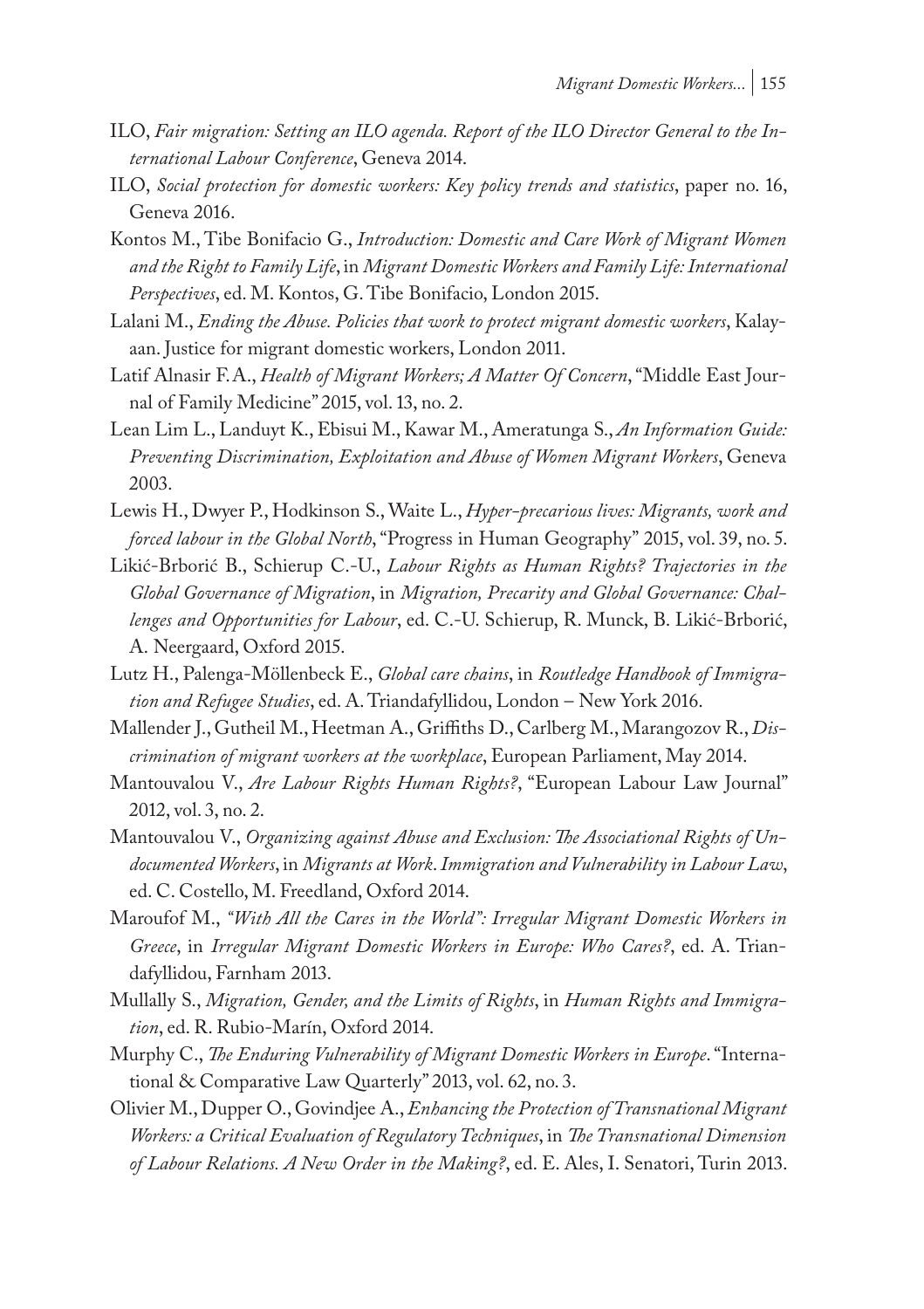ILO, *Fair migration: Setting an ILO agenda. Report of the ILO Director General to the International Labour Conference*, Geneva 2014.

ILO, *Social protection for domestic workers: Key policy trends and statistics*, paper no. 16, Geneva 2016.

Kontos M., Tibe Bonifacio G., *Introduction: Domestic and Care Work of Migrant Women and the Right to Family Life*, in *Migrant Domestic Workers and Family Life: International Perspectives*, ed. M. Kontos, G. Tibe Bonifacio, London 2015.

Lalani M., *Ending the Abuse. Policies that work to protect migrant domestic workers*, Kalayaan. Justice for migrant domestic workers, London 2011.

Latif Alnasir F.A., *Health of Migrant Workers; A Matter Of Concern*, "Middle East Journal of Family Medicine" 2015, vol. 13, no. 2.

Lean Lim L., Landuyt K., Ebisui M., Kawar M., Ameratunga S., *An Information Guide: Preventing Discrimination, Exploitation and Abuse of Women Migrant Workers*, Geneva 2003.

Lewis H., Dwyer P., Hodkinson S., Waite L., *Hyper-precarious lives: Migrants, work and forced labour in the Global North*, "Progress in Human Geography" 2015, vol. 39, no. 5.

Likić-Brborić B., Schierup C.-U., *Labour Rights as Human Rights? Trajectories in the Global Governance of Migration*, in *Migration, Precarity and Global Governance: Challenges and Opportunities for Labour*, ed. C.-U. Schierup, R. Munck, B. Likić-Brborić, A. Neergaard, Oxford 2015.

Lutz H., Palenga-Möllenbeck E., *Global care chains*, in *Routledge Handbook of Immigration and Refugee Studies*, ed. A. Triandafyllidou, London – New York 2016.

Mallender J., Gutheil M., Heetman A., Griffiths D., Carlberg M., Marangozov R., *Discrimination of migrant workers at the workplace*, European Parliament, May 2014.

Mantouvalou V., *Are Labour Rights Human Rights?*, "European Labour Law Journal" 2012, vol. 3, no. 2.

Mantouvalou V., *Organizing against Abuse and Exclusion: The Associational Rights of Undocumented Workers*, in *Migrants at Work. Immigration and Vulnerability in Labour Law*, ed. C. Costello, M. Freedland, Oxford 2014.

Maroufof M., *"With All the Cares in the World": Irregular Migrant Domestic Workers in Greece*, in *Irregular Migrant Domestic Workers in Europe: Who Cares?*, ed. A. Triandafyllidou, Farnham 2013.

Mullally S., *Migration, Gender, and the Limits of Rights*, in *Human Rights and Immigration*, ed. R. Rubio-Marín, Oxford 2014.

Murphy C., *The Enduring Vulnerability of Migrant Domestic Workers in Europe*. "International & Comparative Law Quarterly" 2013, vol. 62, no. 3.

Olivier M., Dupper O., Govindjee A., *Enhancing the Protection of Transnational Migrant Workers: a Critical Evaluation of Regulatory Techniques*, in *The Transnational Dimension of Labour Relations. A New Order in the Making?*, ed. E. Ales, I. Senatori, Turin 2013.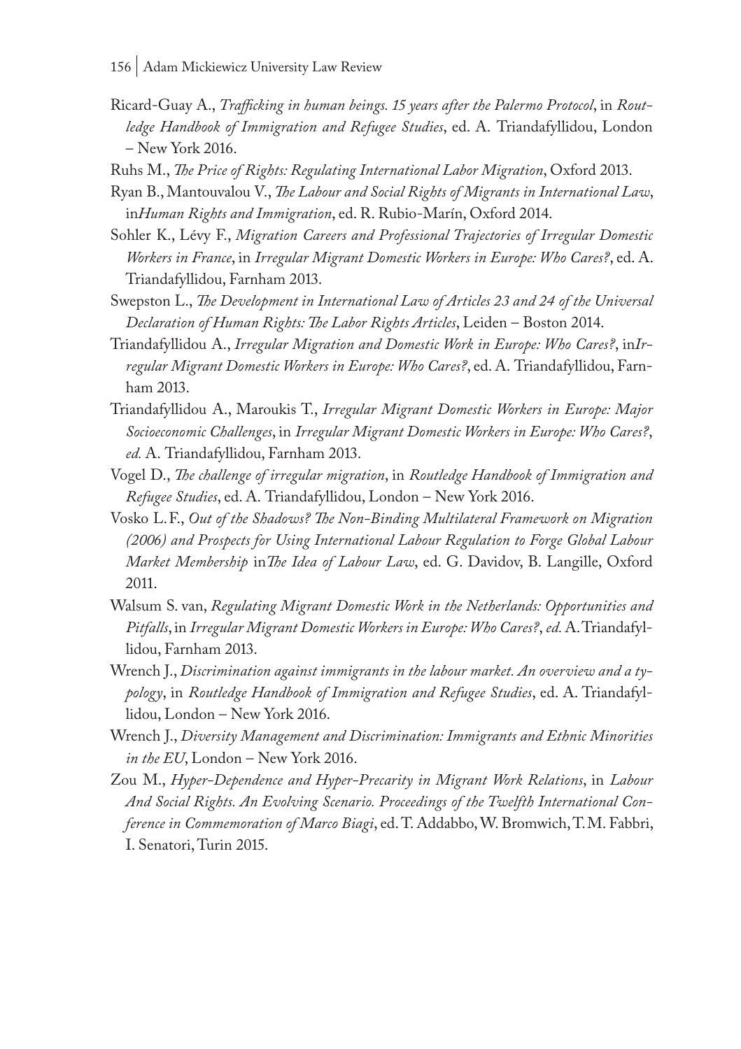Ricard-Guay A., *Trafficking in human beings. 15 years after the Palermo Protocol*, in *Routledge Handbook of Immigration and Refugee Studies*, ed. A. Triandafyllidou, London – New York 2016.

Ruhs M., *The Price of Rights: Regulating International Labor Migration*, Oxford 2013.

Ryan B., Mantouvalou V., *The Labour and Social Rights of Migrants in International Law*, in*Human Rights and Immigration*, ed. R. Rubio-Marín, Oxford 2014.

Sohler K., Lévy F., *Migration Careers and Professional Trajectories of Irregular Domestic Workers in France*, in *Irregular Migrant Domestic Workers in Europe: Who Cares?*, ed. A. Triandafyllidou, Farnham 2013.

Swepston L., *The Development in International Law of Articles 23 and 24 of the Universal Declaration of Human Rights: The Labor Rights Articles*, Leiden – Boston 2014.

Triandafyllidou A., *Irregular Migration and Domestic Work in Europe: Who Cares?*, in*Irregular Migrant Domestic Workers in Europe: Who Cares?*, ed. A. Triandafyllidou, Farnham 2013.

Triandafyllidou A., Maroukis T., *Irregular Migrant Domestic Workers in Europe: Major Socioeconomic Challenges*, in *Irregular Migrant Domestic Workers in Europe: Who Cares?*, *ed.* A. Triandafyllidou, Farnham 2013.

Vogel D., *The challenge of irregular migration*, in *Routledge Handbook of Immigration and Refugee Studies*, ed. A. Triandafyllidou, London – New York 2016.

Vosko L.F., *Out of the Shadows? The Non-Binding Multilateral Framework on Migration (2006) and Prospects for Using International Labour Regulation to Forge Global Labour Market Membership* in*The Idea of Labour Law*, ed. G. Davidov, B. Langille, Oxford 2011.

Walsum S. van, *Regulating Migrant Domestic Work in the Netherlands: Opportunities and Pitfalls*, in *Irregular Migrant Domestic Workers in Europe: Who Cares?*, *ed.* A. Triandafyllidou, Farnham 2013.

Wrench J., *Discrimination against immigrants in the labour market. An overview and a typology*, in *Routledge Handbook of Immigration and Refugee Studies*, ed. A. Triandafyllidou, London – New York 2016.

Wrench J., *Diversity Management and Discrimination: Immigrants and Ethnic Minorities in the EU*, London – New York 2016.

Zou M., *Hyper-Dependence and Hyper-Precarity in Migrant Work Relations*, in *Labour And Social Rights. An Evolving Scenario. Proceedings of the Twelfth International Conference in Commemoration of Marco Biagi*, ed. T. Addabbo, W. Bromwich, T.M. Fabbri, I. Senatori, Turin 2015.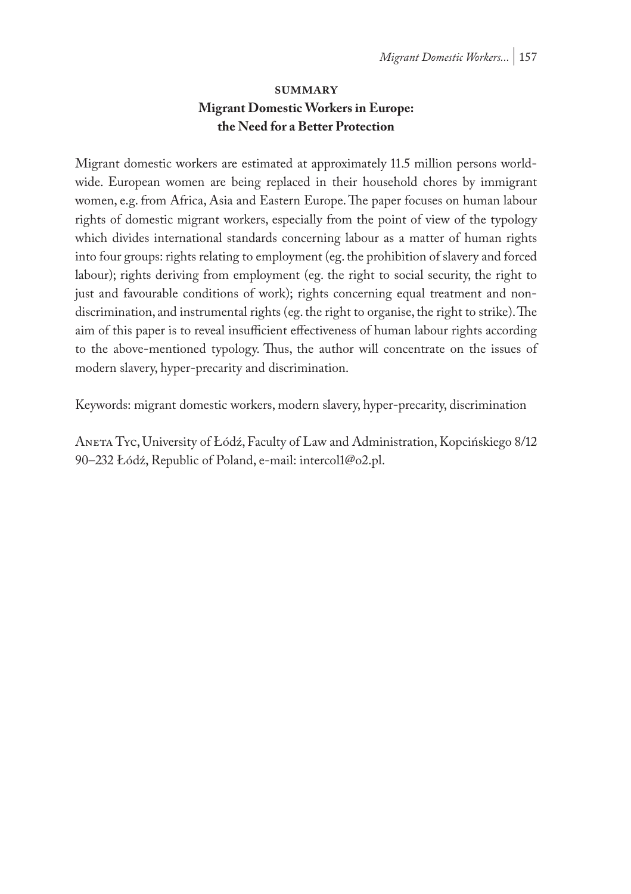## SUMMARY

### Migrant Domestic Workers in Europe: the Need for a Better Protection

Migrant domestic workers are estimated at approximately 11.5 million persons worldwide. European women are being replaced in their household chores by immigrant women, e.g. from Africa, Asia and Eastern Europe. The paper focuses on human labour rights of domestic migrant workers, especially from the point of view of the typology which divides international standards concerning labour as a matter of human rights into four groups: rights relating to employment (eg. the prohibition of slavery and forced labour); rights deriving from employment (eg. the right to social security, the right to just and favourable conditions of work); rights concerning equal treatment and non-discrimination, and instrumental rights (eg. the right to organise, the right to strike). The aim of this paper is to reveal insufficient effectiveness of human labour rights according to the above-mentioned typology. Thus, the author will concentrate on the issues of modern slavery, hyper-precarity and discrimination.

Keywords: migrant domestic workers, modern slavery, hyper-precarity, discrimination

Aneta Tyc, University of Łódź, Faculty of Law and Administration, Kopcińskiego 8/12 90–232 Łódź, Republic of Poland, e-mail: intercol1@o2.pl.